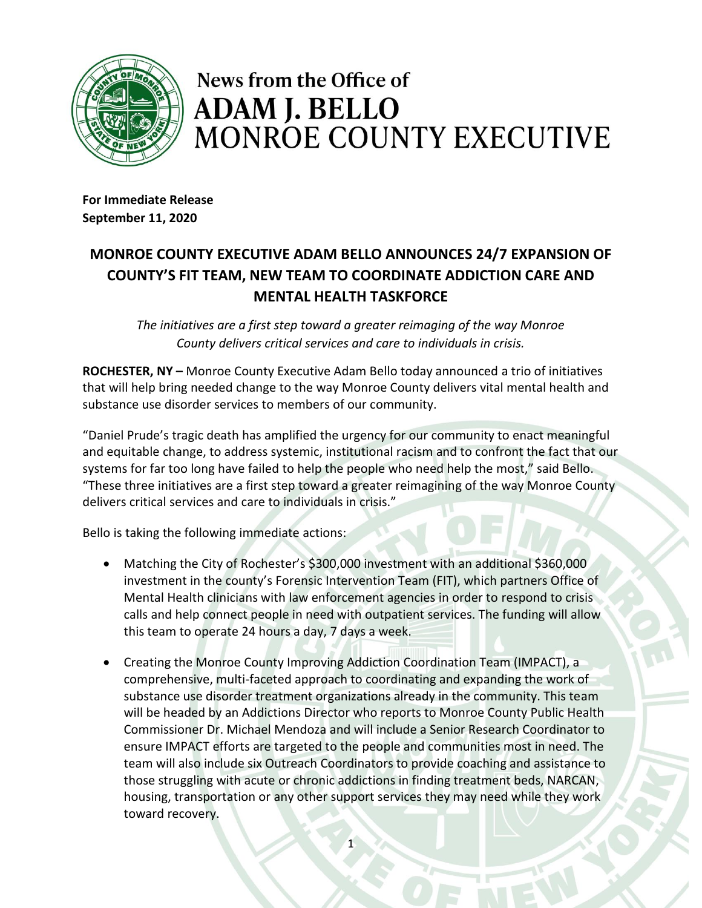# News from the Office of ADAM J. BELLO MONROE COUNTY EXECUTIVE

**For Immediate Release**
**September 11, 2020**

## MONROE COUNTY EXECUTIVE ADAM BELLO ANNOUNCES 24/7 EXPANSION OF COUNTY'S FIT TEAM, NEW TEAM TO COORDINATE ADDICTION CARE AND MENTAL HEALTH TASKFORCE

*The initiatives are a first step toward a greater reimaging of the way Monroe County delivers critical services and care to individuals in crisis.*

**ROCHESTER, NY –** Monroe County Executive Adam Bello today announced a trio of initiatives that will help bring needed change to the way Monroe County delivers vital mental health and substance use disorder services to members of our community.

"Daniel Prude's tragic death has amplified the urgency for our community to enact meaningful and equitable change, to address systemic, institutional racism and to confront the fact that our systems for far too long have failed to help the people who need help the most," said Bello. "These three initiatives are a first step toward a greater reimagining of the way Monroe County delivers critical services and care to individuals in crisis."

Bello is taking the following immediate actions:

- Matching the City of Rochester's $300,000 investment with an additional $360,000 investment in the county's Forensic Intervention Team (FIT), which partners Office of Mental Health clinicians with law enforcement agencies in order to respond to crisis calls and help connect people in need with outpatient services. The funding will allow this team to operate 24 hours a day, 7 days a week.
- Creating the Monroe County Improving Addiction Coordination Team (IMPACT), a comprehensive, multi-faceted approach to coordinating and expanding the work of substance use disorder treatment organizations already in the community. This team will be headed by an Addictions Director who reports to Monroe County Public Health Commissioner Dr. Michael Mendoza and will include a Senior Research Coordinator to ensure IMPACT efforts are targeted to the people and communities most in need. The team will also include six Outreach Coordinators to provide coaching and assistance to those struggling with acute or chronic addictions in finding treatment beds, NARCAN, housing, transportation or any other support services they may need while they work toward recovery.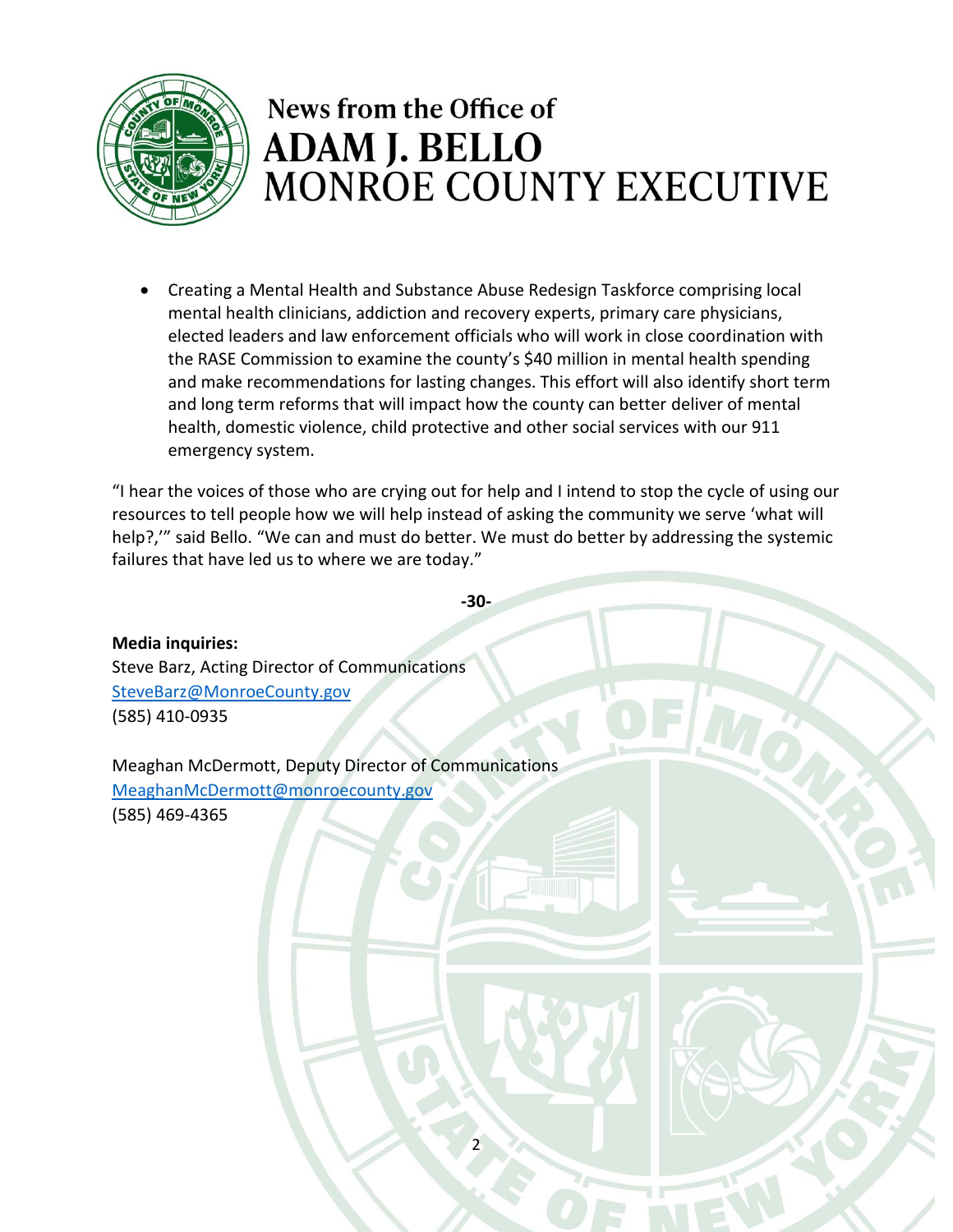# News from the Office of ADAM J. BELLO MONROE COUNTY EXECUTIVE

- Creating a Mental Health and Substance Abuse Redesign Taskforce comprising local mental health clinicians, addiction and recovery experts, primary care physicians, elected leaders and law enforcement officials who will work in close coordination with the RASE Commission to examine the county's $40 million in mental health spending and make recommendations for lasting changes. This effort will also identify short term and long term reforms that will impact how the county can better deliver of mental health, domestic violence, child protective and other social services with our 911 emergency system.

"I hear the voices of those who are crying out for help and I intend to stop the cycle of using our resources to tell people how we will help instead of asking the community we serve 'what will help?,'" said Bello. "We can and must do better. We must do better by addressing the systemic failures that have led us to where we are today."

**-30-**

**Media inquiries:**
Steve Barz, Acting Director of Communications
SteveBarz@MonroeCounty.gov
(585) 410-0935

Meaghan McDermott, Deputy Director of Communications
MeaghanMcDermott@monroecounty.gov
(585) 469-4365